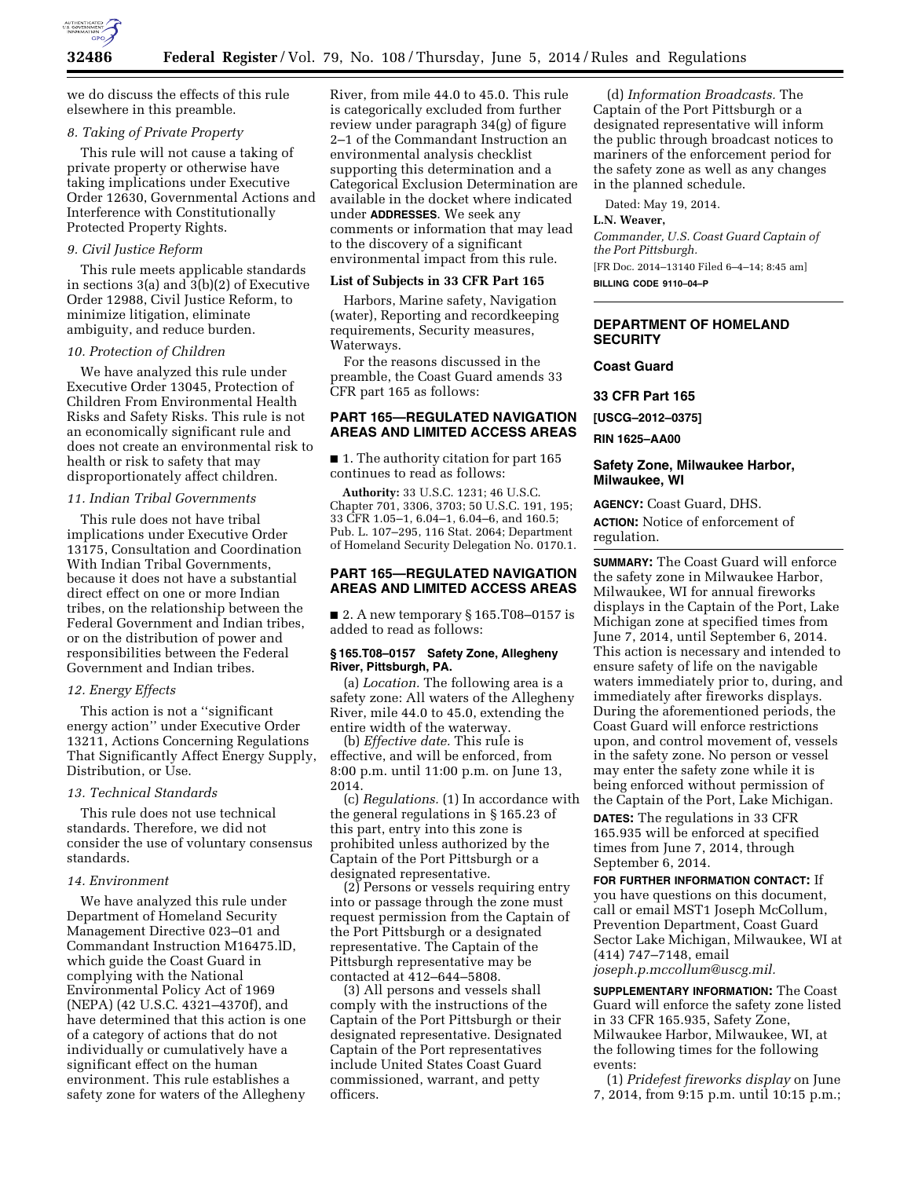we do discuss the effects of this rule elsewhere in this preamble.

*8. Taking of Private Property*

This rule will not cause a taking of private property or otherwise have taking implications under Executive Order 12630, Governmental Actions and Interference with Constitutionally Protected Property Rights.

*9. Civil Justice Reform*

This rule meets applicable standards in sections 3(a) and 3(b)(2) of Executive Order 12988, Civil Justice Reform, to minimize litigation, eliminate ambiguity, and reduce burden.

*10. Protection of Children*

We have analyzed this rule under Executive Order 13045, Protection of Children From Environmental Health Risks and Safety Risks. This rule is not an economically significant rule and does not create an environmental risk to health or risk to safety that may disproportionately affect children.

*11. Indian Tribal Governments*

This rule does not have tribal implications under Executive Order 13175, Consultation and Coordination With Indian Tribal Governments, because it does not have a substantial direct effect on one or more Indian tribes, on the relationship between the Federal Government and Indian tribes, or on the distribution of power and responsibilities between the Federal Government and Indian tribes.

*12. Energy Effects*

This action is not a ''significant energy action'' under Executive Order 13211, Actions Concerning Regulations That Significantly Affect Energy Supply, Distribution, or Use.

*13. Technical Standards*

This rule does not use technical standards. Therefore, we did not consider the use of voluntary consensus standards.

*14. Environment*

We have analyzed this rule under Department of Homeland Security Management Directive 023–01 and Commandant Instruction M16475.lD, which guide the Coast Guard in complying with the National Environmental Policy Act of 1969 (NEPA) (42 U.S.C. 4321–4370f), and have determined that this action is one of a category of actions that do not individually or cumulatively have a significant effect on the human environment. This rule establishes a safety zone for waters of the Allegheny River, from mile 44.0 to 45.0. This rule is categorically excluded from further review under paragraph 34(g) of figure 2–1 of the Commandant Instruction an environmental analysis checklist supporting this determination and a Categorical Exclusion Determination are available in the docket where indicated under **ADDRESSES**. We seek any comments or information that may lead to the discovery of a significant environmental impact from this rule.

**List of Subjects in 33 CFR Part 165**

Harbors, Marine safety, Navigation (water), Reporting and recordkeeping requirements, Security measures, Waterways.

For the reasons discussed in the preamble, the Coast Guard amends 33 CFR part 165 as follows:

**PART 165—REGULATED NAVIGATION AREAS AND LIMITED ACCESS AREAS**

■ 1. The authority citation for part 165 continues to read as follows:

**Authority:** 33 U.S.C. 1231; 46 U.S.C. Chapter 701, 3306, 3703; 50 U.S.C. 191, 195; 33 CFR 1.05–1, 6.04–1, 6.04–6, and 160.5; Pub. L. 107–295, 116 Stat. 2064; Department of Homeland Security Delegation No. 0170.1.

**PART 165—REGULATED NAVIGATION AREAS AND LIMITED ACCESS AREAS**

■ 2. A new temporary § 165.T08–0157 is added to read as follows:

**§ 165.T08–0157 Safety Zone, Allegheny River, Pittsburgh, PA.**

(a) *Location.* The following area is a safety zone: All waters of the Allegheny River, mile 44.0 to 45.0, extending the entire width of the waterway.

(b) *Effective date.* This rule is effective, and will be enforced, from 8:00 p.m. until 11:00 p.m. on June 13, 2014.

(c) *Regulations.* (1) In accordance with the general regulations in § 165.23 of this part, entry into this zone is prohibited unless authorized by the Captain of the Port Pittsburgh or a designated representative.

(2) Persons or vessels requiring entry into or passage through the zone must request permission from the Captain of the Port Pittsburgh or a designated representative. The Captain of the Pittsburgh representative may be contacted at 412–644–5808.

(3) All persons and vessels shall comply with the instructions of the Captain of the Port Pittsburgh or their designated representative. Designated Captain of the Port representatives include United States Coast Guard commissioned, warrant, and petty officers.

(d) *Information Broadcasts.* The Captain of the Port Pittsburgh or a designated representative will inform the public through broadcast notices to mariners of the enforcement period for the safety zone as well as any changes in the planned schedule.

Dated: May 19, 2014.

**L.N. Weaver,**

*Commander, U.S. Coast Guard Captain of the Port Pittsburgh.*

[FR Doc. 2014–13140 Filed 6–4–14; 8:45 am]

**BILLING CODE 9110–04–P**

---

**DEPARTMENT OF HOMELAND SECURITY**

**Coast Guard**

**33 CFR Part 165**

**[USCG–2012–0375]**

**RIN 1625–AA00**

**Safety Zone, Milwaukee Harbor, Milwaukee, WI**

**AGENCY:** Coast Guard, DHS.

**ACTION:** Notice of enforcement of regulation.

**SUMMARY:** The Coast Guard will enforce the safety zone in Milwaukee Harbor, Milwaukee, WI for annual fireworks displays in the Captain of the Port, Lake Michigan zone at specified times from June 7, 2014, until September 6, 2014. This action is necessary and intended to ensure safety of life on the navigable waters immediately prior to, during, and immediately after fireworks displays. During the aforementioned periods, the Coast Guard will enforce restrictions upon, and control movement of, vessels in the safety zone. No person or vessel may enter the safety zone while it is being enforced without permission of the Captain of the Port, Lake Michigan.

**DATES:** The regulations in 33 CFR 165.935 will be enforced at specified times from June 7, 2014, through September 6, 2014.

**FOR FURTHER INFORMATION CONTACT:** If you have questions on this document, call or email MST1 Joseph McCollum, Prevention Department, Coast Guard Sector Lake Michigan, Milwaukee, WI at (414) 747–7148, email *joseph.p.mccollum@uscg.mil.*

**SUPPLEMENTARY INFORMATION:** The Coast Guard will enforce the safety zone listed in 33 CFR 165.935, Safety Zone, Milwaukee Harbor, Milwaukee, WI, at the following times for the following events:

(1) *Pridefest fireworks display* on June 7, 2014, from 9:15 p.m. until 10:15 p.m.;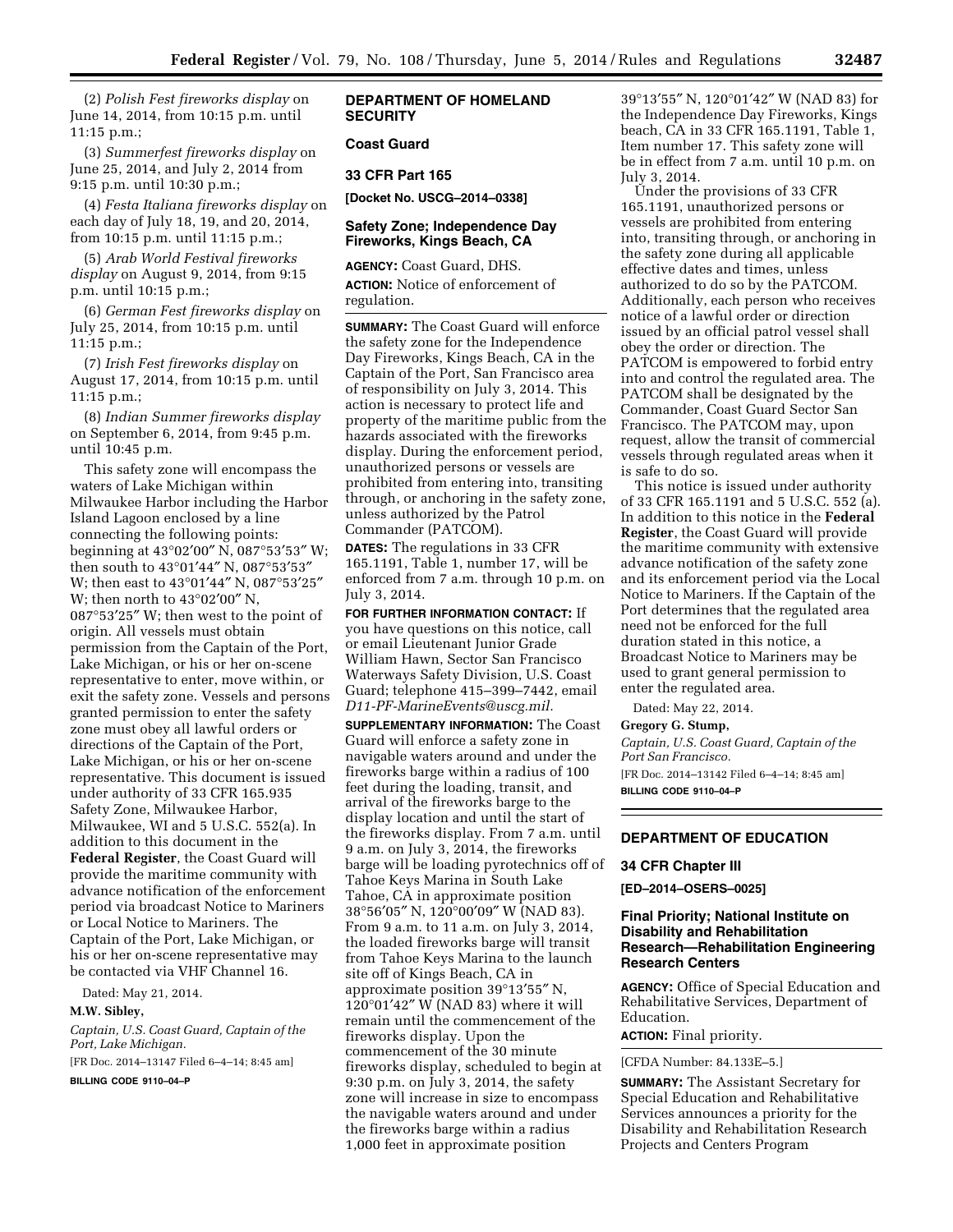(2) *Polish Fest fireworks display* on June 14, 2014, from 10:15 p.m. until 11:15 p.m.;

(3) *Summerfest fireworks display* on June 25, 2014, and July 2, 2014 from 9:15 p.m. until 10:30 p.m.;

(4) *Festa Italiana fireworks display* on each day of July 18, 19, and 20, 2014, from 10:15 p.m. until 11:15 p.m.;

(5) *Arab World Festival fireworks display* on August 9, 2014, from 9:15 p.m. until 10:15 p.m.;

(6) *German Fest fireworks display* on July 25, 2014, from 10:15 p.m. until 11:15 p.m.;

(7) *Irish Fest fireworks display* on August 17, 2014, from 10:15 p.m. until 11:15 p.m.;

(8) *Indian Summer fireworks display* on September 6, 2014, from 9:45 p.m. until 10:45 p.m.

This safety zone will encompass the waters of Lake Michigan within Milwaukee Harbor including the Harbor Island Lagoon enclosed by a line connecting the following points: beginning at 43°02′00″ N, 087°53′53″ W; then south to 43°01′44″ N, 087°53′53″ W; then east to 43°01′44″ N, 087°53′25″ W; then north to 43°02′00″ N, 087°53′25″ W; then west to the point of origin. All vessels must obtain permission from the Captain of the Port, Lake Michigan, or his or her on-scene representative to enter, move within, or exit the safety zone. Vessels and persons granted permission to enter the safety zone must obey all lawful orders or directions of the Captain of the Port, Lake Michigan, or his or her on-scene representative. This document is issued under authority of 33 CFR 165.935 Safety Zone, Milwaukee Harbor, Milwaukee, WI and 5 U.S.C. 552(a). In addition to this document in the **Federal Register**, the Coast Guard will provide the maritime community with advance notification of the enforcement period via broadcast Notice to Mariners or Local Notice to Mariners. The Captain of the Port, Lake Michigan, or his or her on-scene representative may be contacted via VHF Channel 16.

Dated: May 21, 2014.

**M.W. Sibley,**

*Captain, U.S. Coast Guard, Captain of the Port, Lake Michigan.*

[FR Doc. 2014–13147 Filed 6–4–14; 8:45 am]

**BILLING CODE 9110–04–P**

---

## DEPARTMENT OF HOMELAND SECURITY

### Coast Guard

### 33 CFR Part 165

**[Docket No. USCG–2014–0338]**

### Safety Zone; Independence Day Fireworks, Kings Beach, CA

**AGENCY:** Coast Guard, DHS.

**ACTION:** Notice of enforcement of regulation.

**SUMMARY:** The Coast Guard will enforce the safety zone for the Independence Day Fireworks, Kings Beach, CA in the Captain of the Port, San Francisco area of responsibility on July 3, 2014. This action is necessary to protect life and property of the maritime public from the hazards associated with the fireworks display. During the enforcement period, unauthorized persons or vessels are prohibited from entering into, transiting through, or anchoring in the safety zone, unless authorized by the Patrol Commander (PATCOM).

**DATES:** The regulations in 33 CFR 165.1191, Table 1, number 17, will be enforced from 7 a.m. through 10 p.m. on July 3, 2014.

**FOR FURTHER INFORMATION CONTACT:** If you have questions on this notice, call or email Lieutenant Junior Grade William Hawn, Sector San Francisco Waterways Safety Division, U.S. Coast Guard; telephone 415–399–7442, email *D11-PF-MarineEvents@uscg.mil.*

**SUPPLEMENTARY INFORMATION:** The Coast Guard will enforce a safety zone in navigable waters around and under the fireworks barge within a radius of 100 feet during the loading, transit, and arrival of the fireworks barge to the display location and until the start of the fireworks display. From 7 a.m. until 9 a.m. on July 3, 2014, the fireworks barge will be loading pyrotechnics off of Tahoe Keys Marina in South Lake Tahoe, CA in approximate position 38°56′05″ N, 120°00′09″ W (NAD 83). From 9 a.m. to 11 a.m. on July 3, 2014, the loaded fireworks barge will transit from Tahoe Keys Marina to the launch site off of Kings Beach, CA in approximate position 39°13′55″ N, 120°01′42″ W (NAD 83) where it will remain until the commencement of the fireworks display. Upon the commencement of the 30 minute fireworks display, scheduled to begin at 9:30 p.m. on July 3, 2014, the safety zone will increase in size to encompass the navigable waters around and under the fireworks barge within a radius 1,000 feet in approximate position 39°13′55″ N, 120°01′42″ W (NAD 83) for the Independence Day Fireworks, Kings beach, CA in 33 CFR 165.1191, Table 1, Item number 17. This safety zone will be in effect from 7 a.m. until 10 p.m. on July 3, 2014.

Under the provisions of 33 CFR 165.1191, unauthorized persons or vessels are prohibited from entering into, transiting through, or anchoring in the safety zone during all applicable effective dates and times, unless authorized to do so by the PATCOM. Additionally, each person who receives notice of a lawful order or direction issued by an official patrol vessel shall obey the order or direction. The PATCOM is empowered to forbid entry into and control the regulated area. The PATCOM shall be designated by the Commander, Coast Guard Sector San Francisco. The PATCOM may, upon request, allow the transit of commercial vessels through regulated areas when it is safe to do so.

This notice is issued under authority of 33 CFR 165.1191 and 5 U.S.C. 552 (a). In addition to this notice in the **Federal Register**, the Coast Guard will provide the maritime community with extensive advance notification of the safety zone and its enforcement period via the Local Notice to Mariners. If the Captain of the Port determines that the regulated area need not be enforced for the full duration stated in this notice, a Broadcast Notice to Mariners may be used to grant general permission to enter the regulated area.

Dated: May 22, 2014.

**Gregory G. Stump,**

*Captain, U.S. Coast Guard, Captain of the Port San Francisco.*

[FR Doc. 2014–13142 Filed 6–4–14; 8:45 am]

**BILLING CODE 9110–04–P**

---

## DEPARTMENT OF EDUCATION

### 34 CFR Chapter III

**[ED–2014–OSERS–0025]**

### Final Priority; National Institute on Disability and Rehabilitation Research—Rehabilitation Engineering Research Centers

**AGENCY:** Office of Special Education and Rehabilitative Services, Department of Education.

**ACTION:** Final priority.

[CFDA Number: 84.133E–5.]

**SUMMARY:** The Assistant Secretary for Special Education and Rehabilitative Services announces a priority for the Disability and Rehabilitation Research Projects and Centers Program